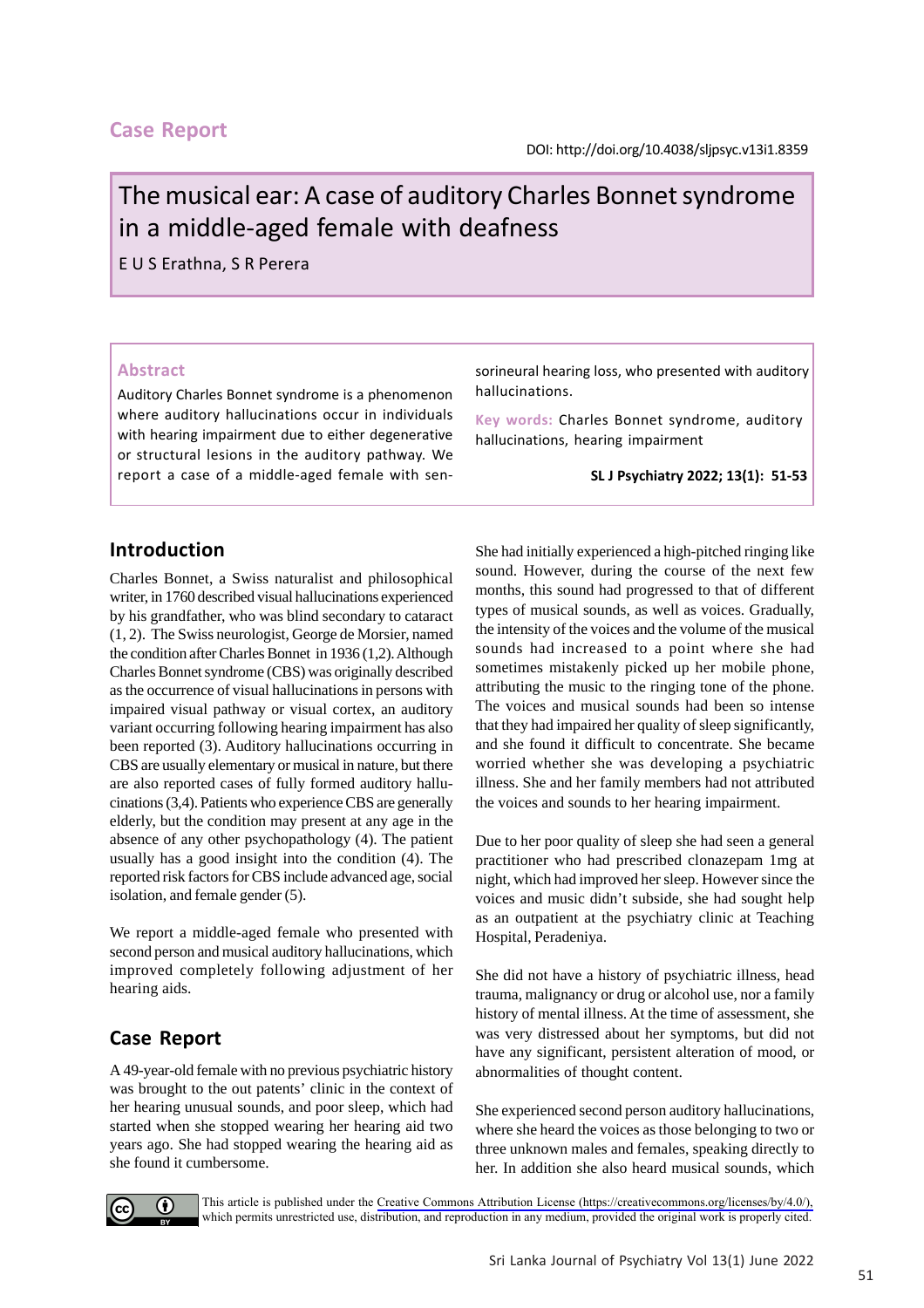## Case Report

DOI: http://doi.org/10.4038/sljpsyc.v13i1.8359

# The musical ear: A case of auditory Charles Bonnet syndrome in a middle-aged female with deafness

E U S Erathna, S R Perera

### Abstract

Auditory Charles Bonnet syndrome is a phenomenon where auditory hallucinations occur in individuals with hearing impairment due to either degenerative or structural lesions in the auditory pathway. We report a case of a middle-aged female with sensorineural hearing loss, who presented with auditory hallucinations.

**Key words:** Charles Bonnet syndrome, auditory hallucinations, hearing impairment

**SL J Psychiatry 2022; 13(1): 51-53**

## Introduction

Charles Bonnet, a Swiss naturalist and philosophical writer, in 1760 described visual hallucinations experienced by his grandfather, who was blind secondary to cataract (1, 2). The Swiss neurologist, George de Morsier, named the condition after Charles Bonnet in 1936 (1,2). Although Charles Bonnet syndrome (CBS) was originally described as the occurrence of visual hallucinations in persons with impaired visual pathway or visual cortex, an auditory variant occurring following hearing impairment has also been reported (3). Auditory hallucinations occurring in CBS are usually elementary or musical in nature, but there are also reported cases of fully formed auditory hallucinations (3,4). Patients who experience CBS are generally elderly, but the condition may present at any age in the absence of any other psychopathology (4). The patient usually has a good insight into the condition (4). The reported risk factors for CBS include advanced age, social isolation, and female gender (5).

We report a middle-aged female who presented with second person and musical auditory hallucinations, which improved completely following adjustment of her hearing aids.

## Case Report

A 49-year-old female with no previous psychiatric history was brought to the out patents' clinic in the context of her hearing unusual sounds, and poor sleep, which had started when she stopped wearing her hearing aid two years ago. She had stopped wearing the hearing aid as she found it cumbersome.

She had initially experienced a high-pitched ringing like sound. However, during the course of the next few months, this sound had progressed to that of different types of musical sounds, as well as voices. Gradually, the intensity of the voices and the volume of the musical sounds had increased to a point where she had sometimes mistakenly picked up her mobile phone, attributing the music to the ringing tone of the phone. The voices and musical sounds had been so intense that they had impaired her quality of sleep significantly, and she found it difficult to concentrate. She became worried whether she was developing a psychiatric illness. She and her family members had not attributed the voices and sounds to her hearing impairment.

Due to her poor quality of sleep she had seen a general practitioner who had prescribed clonazepam 1mg at night, which had improved her sleep. However since the voices and music didn't subside, she had sought help as an outpatient at the psychiatry clinic at Teaching Hospital, Peradeniya.

She did not have a history of psychiatric illness, head trauma, malignancy or drug or alcohol use, nor a family history of mental illness. At the time of assessment, she was very distressed about her symptoms, but did not have any significant, persistent alteration of mood, or abnormalities of thought content.

She experienced second person auditory hallucinations, where she heard the voices as those belonging to two or three unknown males and females, speaking directly to her. In addition she also heard musical sounds, which

This article is published under the Creative Commons Attribution License (https://creativecommons.org/licenses/by/4.0/), which permits unrestricted use, distribution, and reproduction in any medium, provided the original work is properly cited.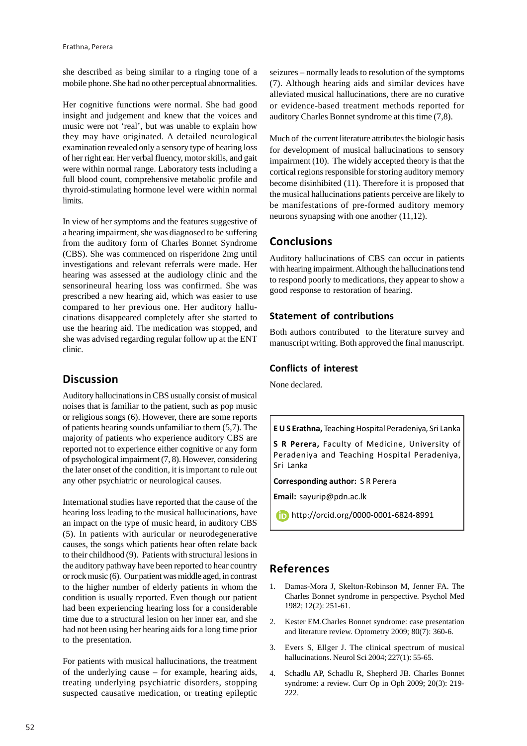she described as being similar to a ringing tone of a mobile phone. She had no other perceptual abnormalities.

Her cognitive functions were normal. She had good insight and judgement and knew that the voices and music were not 'real', but was unable to explain how they may have originated. A detailed neurological examination revealed only a sensory type of hearing loss of her right ear. Her verbal fluency, motor skills, and gait were within normal range. Laboratory tests including a full blood count, comprehensive metabolic profile and thyroid-stimulating hormone level were within normal limits.

In view of her symptoms and the features suggestive of a hearing impairment, she was diagnosed to be suffering from the auditory form of Charles Bonnet Syndrome (CBS). She was commenced on risperidone 2mg until investigations and relevant referrals were made. Her hearing was assessed at the audiology clinic and the sensorineural hearing loss was confirmed. She was prescribed a new hearing aid, which was easier to use compared to her previous one. Her auditory hallucinations disappeared completely after she started to use the hearing aid. The medication was stopped, and she was advised regarding regular follow up at the ENT clinic.

## Discussion

Auditory hallucinations in CBS usually consist of musical noises that is familiar to the patient, such as pop music or religious songs (6). However, there are some reports of patients hearing sounds unfamiliar to them (5,7). The majority of patients who experience auditory CBS are reported not to experience either cognitive or any form of psychological impairment (7, 8). However, considering the later onset of the condition, it is important to rule out any other psychiatric or neurological causes.

International studies have reported that the cause of the hearing loss leading to the musical hallucinations, have an impact on the type of music heard, in auditory CBS (5). In patients with auricular or neurodegenerative causes, the songs which patients hear often relate back to their childhood (9). Patients with structural lesions in the auditory pathway have been reported to hear country or rock music (6). Our patient was middle aged, in contrast to the higher number of elderly patients in whom the condition is usually reported. Even though our patient had been experiencing hearing loss for a considerable time due to a structural lesion on her inner ear, and she had not been using her hearing aids for a long time prior to the presentation.

For patients with musical hallucinations, the treatment of the underlying cause – for example, hearing aids, treating underlying psychiatric disorders, stopping suspected causative medication, or treating epileptic seizures – normally leads to resolution of the symptoms (7). Although hearing aids and similar devices have alleviated musical hallucinations, there are no curative or evidence-based treatment methods reported for auditory Charles Bonnet syndrome at this time (7,8).

Much of the current literature attributes the biologic basis for development of musical hallucinations to sensory impairment (10). The widely accepted theory is that the cortical regions responsible for storing auditory memory become disinhibited (11). Therefore it is proposed that the musical hallucinations patients perceive are likely to be manifestations of pre-formed auditory memory neurons synapsing with one another (11,12).

## Conclusions

Auditory hallucinations of CBS can occur in patients with hearing impairment. Although the hallucinations tend to respond poorly to medications, they appear to show a good response to restoration of hearing.

### Statement of contributions

Both authors contributed to the literature survey and manuscript writing. Both approved the final manuscript.

### Conflicts of interest

None declared.

**E U S Erathna,** Teaching Hospital Peradeniya, Sri Lanka

**S R Perera,** Faculty of Medicine, University of Peradeniya and Teaching Hospital Peradeniya, Sri Lanka

**Corresponding author:** S R Perera

**Email:** sayurip@pdn.ac.lk

http://orcid.org/0000-0001-6824-8991

## References

1. Damas-Mora J, Skelton-Robinson M, Jenner FA. The Charles Bonnet syndrome in perspective. Psychol Med 1982; 12(2): 251-61.
2. Kester EM.Charles Bonnet syndrome: case presentation and literature review. Optometry 2009; 80(7): 360-6.
3. Evers S, Ellger J. The clinical spectrum of musical hallucinations. Neurol Sci 2004; 227(1): 55-65.
4. Schadlu AP, Schadlu R, Shepherd JB. Charles Bonnet syndrome: a review. Curr Op in Oph 2009; 20(3): 219-222.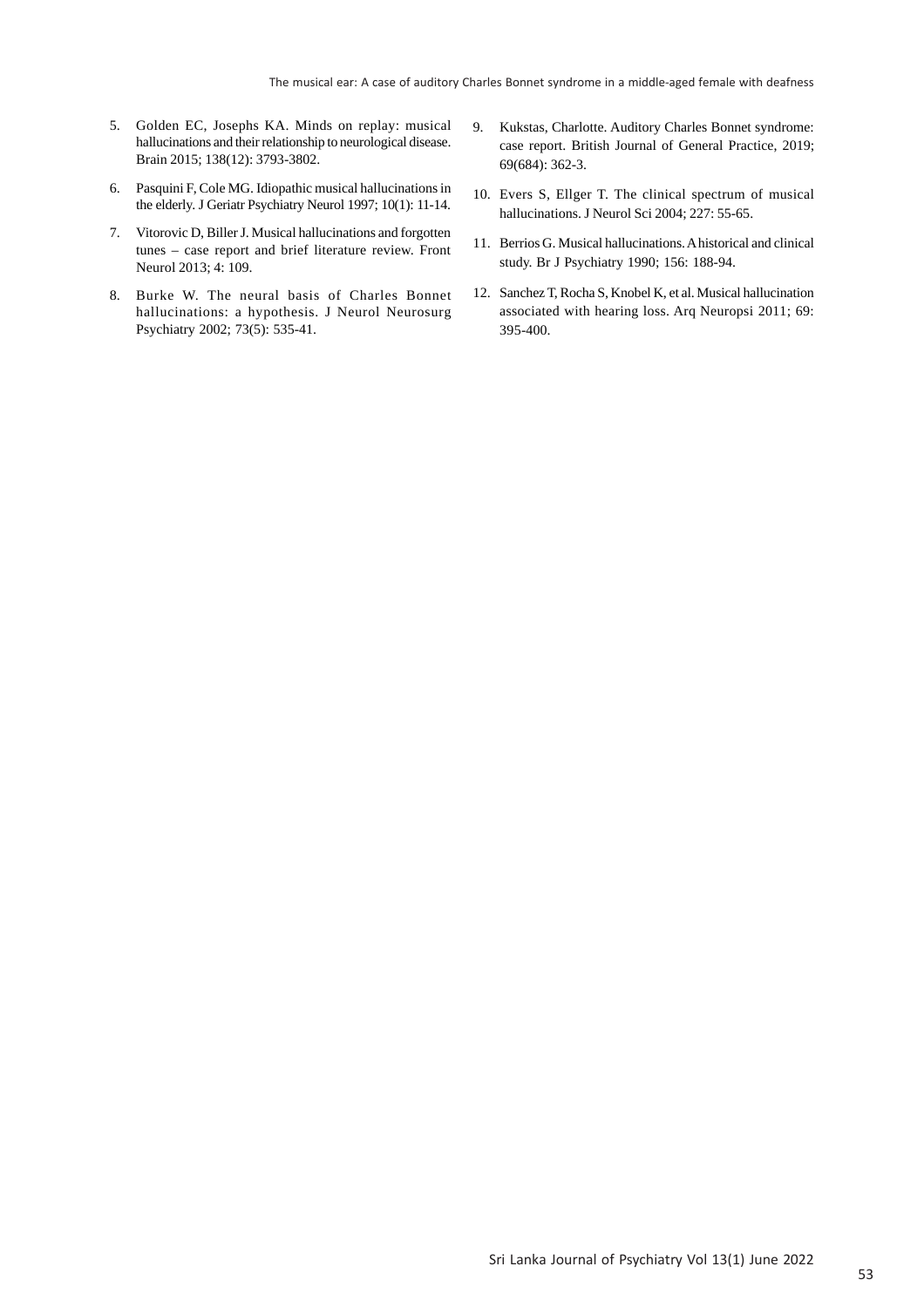5. Golden EC, Josephs KA. Minds on replay: musical hallucinations and their relationship to neurological disease. Brain 2015; 138(12): 3793-3802.

6. Pasquini F, Cole MG. Idiopathic musical hallucinations in the elderly. J Geriatr Psychiatry Neurol 1997; 10(1): 11-14.

7. Vitorovic D, Biller J. Musical hallucinations and forgotten tunes – case report and brief literature review. Front Neurol 2013; 4: 109.

8. Burke W. The neural basis of Charles Bonnet hallucinations: a hypothesis. J Neurol Neurosurg Psychiatry 2002; 73(5): 535-41.

9. Kukstas, Charlotte. Auditory Charles Bonnet syndrome: case report. British Journal of General Practice, 2019; 69(684): 362-3.

10. Evers S, Ellger T. The clinical spectrum of musical hallucinations. J Neurol Sci 2004; 227: 55-65.

11. Berrios G. Musical hallucinations. A historical and clinical study. Br J Psychiatry 1990; 156: 188-94.

12. Sanchez T, Rocha S, Knobel K, et al. Musical hallucination associated with hearing loss. Arq Neuropsi 2011; 69: 395-400.